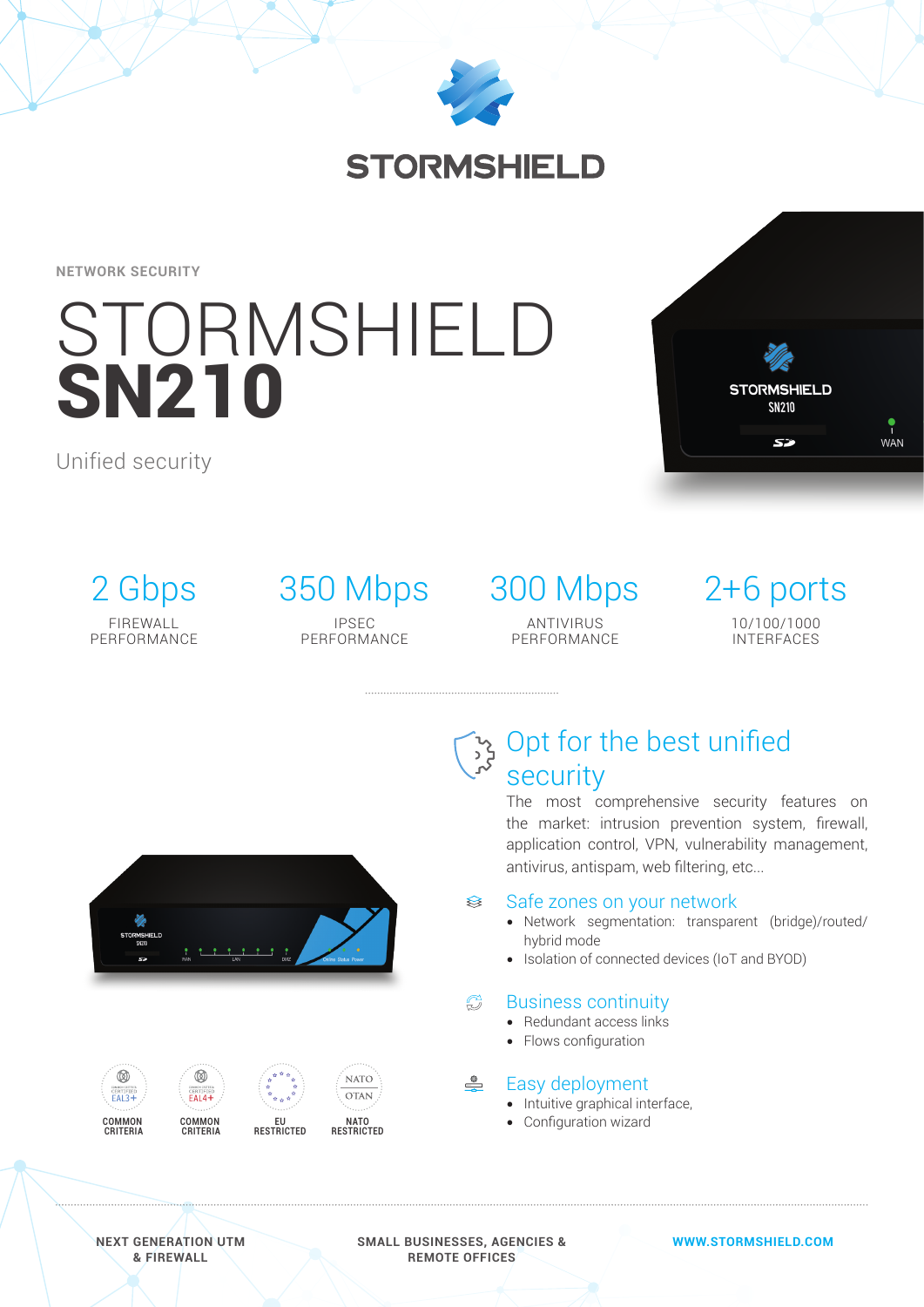STORMSHIELD

NETWORK SECURITY

# STORMSHIELD **SN210**

Unified security

| 2 Gbps | 350 Mbps | 300 Mbps | 2+6 ports |
|---|---|---|---|
| FIREWALL PERFORMANCE | IPSEC PERFORMANCE | ANTIVIRUS PERFORMANCE | 10/100/1000 INTERFACES |

## Opt for the best unified security

The most comprehensive security features on the market: intrusion prevention system, firewall, application control, VPN, vulnerability management, antivirus, antispam, web filtering, etc...

### Safe zones on your network

- Network segmentation: transparent (bridge)/routed/hybrid mode
- Isolation of connected devices (IoT and BYOD)

### Business continuity

- Redundant access links
- Flows configuration

### Easy deployment

- Intuitive graphical interface,
- Configuration wizard

COMMON CRITERIA EAL3+ | COMMON CRITERIA EAL4+ | EU RESTRICTED | NATO RESTRICTED

NEXT GENERATION UTM & FIREWALL

SMALL BUSINESSES, AGENCIES & REMOTE OFFICES

WWW.STORMSHIELD.COM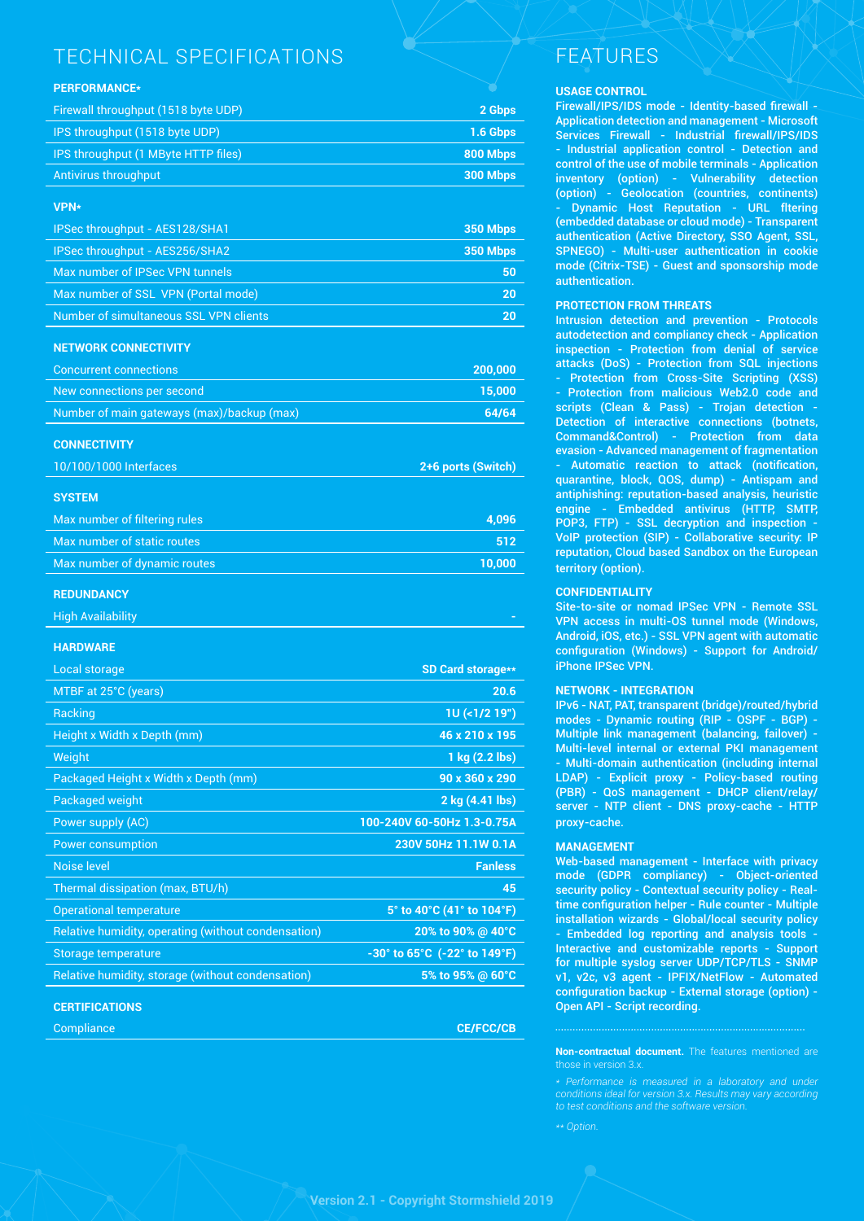# TECHNICAL SPECIFICATIONS

### PERFORMANCE*

| | |
|---|---|
| Firewall throughput (1518 byte UDP) | 2 Gbps |
| IPS throughput (1518 byte UDP) | 1.6 Gbps |
| IPS throughput (1 MByte HTTP files) | 800 Mbps |
| Antivirus throughput | 300 Mbps |

### VPN*

| | |
|---|---|
| IPSec throughput - AES128/SHA1 | 350 Mbps |
| IPSec throughput - AES256/SHA2 | 350 Mbps |
| Max number of IPSec VPN tunnels | 50 |
| Max number of SSL VPN (Portal mode) | 20 |
| Number of simultaneous SSL VPN clients | 20 |

### NETWORK CONNECTIVITY

| | |
|---|---|
| Concurrent connections | 200,000 |
| New connections per second | 15,000 |
| Number of main gateways (max)/backup (max) | 64/64 |

### CONNECTIVITY

| | |
|---|---|
| 10/100/1000 Interfaces | 2+6 ports (Switch) |

### SYSTEM

| | |
|---|---|
| Max number of filtering rules | 4,096 |
| Max number of static routes | 512 |
| Max number of dynamic routes | 10,000 |

### REDUNDANCY

| | |
|---|---|
| High Availability | - |

### HARDWARE

| | |
|---|---|
| Local storage | SD Card storage** |
| MTBF at 25°C (years) | 20.6 |
| Racking | 1U (<1/2 19") |
| Height x Width x Depth (mm) | 46 x 210 x 195 |
| Weight | 1 kg (2.2 lbs) |
| Packaged Height x Width x Depth (mm) | 90 x 360 x 290 |
| Packaged weight | 2 kg (4.41 lbs) |
| Power supply (AC) | 100-240V 60-50Hz 1.3-0.75A |
| Power consumption | 230V 50Hz 11.1W 0.1A |
| Noise level | Fanless |
| Thermal dissipation (max, BTU/h) | 45 |
| Operational temperature | 5° to 40°C (41° to 104°F) |
| Relative humidity, operating (without condensation) | 20% to 90% @ 40°C |
| Storage temperature | -30° to 65°C (-22° to 149°F) |
| Relative humidity, storage (without condensation) | 5% to 95% @ 60°C |

### CERTIFICATIONS

| | |
|---|---|
| Compliance | CE/FCC/CB |

# FEATURES

### USAGE CONTROL

Firewall/IPS/IDS mode - Identity-based firewall - Application detection and management - Microsoft Services Firewall - Industrial firewall/IPS/IDS - Industrial application control - Detection and control of the use of mobile terminals - Application inventory (option) - Vulnerability detection (option) - Geolocation (countries, continents) - Dynamic Host Reputation - URL filtering (embedded database or cloud mode) - Transparent authentication (Active Directory, SSO Agent, SSL, SPNEGO) - Multi-user authentication in cookie mode (Citrix-TSE) - Guest and sponsorship mode authentication.

### PROTECTION FROM THREATS

Intrusion detection and prevention - Protocols autodetection and compliancy check - Application inspection - Protection from denial of service attacks (DoS) - Protection from SQL injections - Protection from Cross-Site Scripting (XSS) - Protection from malicious Web2.0 code and scripts (Clean & Pass) - Trojan detection - Detection of interactive connections (botnets, Command&Control) - Protection from data evasion - Advanced management of fragmentation - Automatic reaction to attack (notification, quarantine, block, QOS, dump) - Antispam and antiphishing: reputation-based analysis, heuristic engine - Embedded antivirus (HTTP, SMTP, POP3, FTP) - SSL decryption and inspection - VoIP protection (SIP) - Collaborative security: IP reputation, Cloud based Sandbox on the European territory (option).

### CONFIDENTIALITY

Site-to-site or nomad IPSec VPN - Remote SSL VPN access in multi-OS tunnel mode (Windows, Android, iOS, etc.) - SSL VPN agent with automatic configuration (Windows) - Support for Android/iPhone IPSec VPN.

### NETWORK - INTEGRATION

IPv6 - NAT, PAT, transparent (bridge)/routed/hybrid modes - Dynamic routing (RIP - OSPF - BGP) - Multiple link management (balancing, failover) - Multi-level internal or external PKI management - Multi-domain authentication (including internal LDAP) - Explicit proxy - Policy-based routing (PBR) - QoS management - DHCP client/relay/server - NTP client - DNS proxy-cache - HTTP proxy-cache.

### MANAGEMENT

Web-based management - Interface with privacy mode (GDPR compliancy) - Object-oriented security policy - Contextual security policy - Real-time configuration helper - Rule counter - Multiple installation wizards - Global/local security policy - Embedded log reporting and analysis tools - Interactive and customizable reports - Support for multiple syslog server UDP/TCP/TLS - SNMP v1, v2c, v3 agent - IPFIX/NetFlow - Automated configuration backup - External storage (option) - Open API - Script recording.

**Non-contractual document.** The features mentioned are those in version 3.x.

*\* Performance is measured in a laboratory and under conditions ideal for version 3.x. Results may vary according to test conditions and the software version.*

*\*\* Option.*

Version 2.1 - Copyright Stormshield 2019